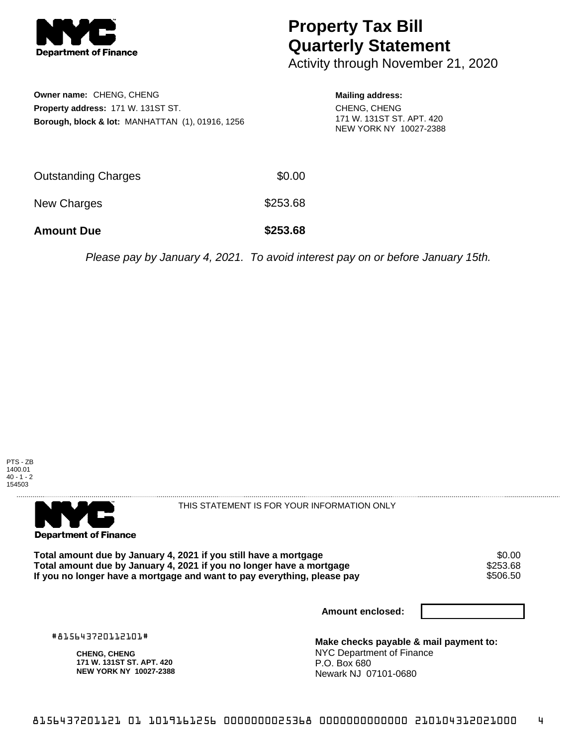# Property Tax Bill Quarterly Statement

Activity through November 21, 2020

**Owner name:** CHENG, CHENG
**Property address:** 171 W. 131ST ST.
**Borough, block & lot:** MANHATTAN (1), 01916, 1256

**Mailing address:**
CHENG, CHENG
171 W. 131ST ST. APT. 420
NEW YORK NY 10027-2388

| | |
|---|---|
| Outstanding Charges | $0.00 |
| New Charges | $253.68 |
| **Amount Due** | **$253.68** |

*Please pay by January 4, 2021. To avoid interest pay on or before January 15th.*

PTS - ZB
1400.01
40 - 1 - 2
154503

THIS STATEMENT IS FOR YOUR INFORMATION ONLY

| | |
|---|---|
| **Total amount due by January 4, 2021 if you still have a mortgage** | $0.00 |
| **Total amount due by January 4, 2021 if you no longer have a mortgage** | $253.68 |
| **If you no longer have a mortgage and want to pay everything, please pay** | $506.50 |

**Amount enclosed:**

#815643720112101#

**CHENG, CHENG**
**171 W. 131ST ST. APT. 420**
**NEW YORK NY 10027-2388**

**Make checks payable & mail payment to:**
NYC Department of Finance
P.O. Box 680
Newark NJ 07101-0680

8156437201121 01 1019161256 000000025368 0000000000000 210104312021000 4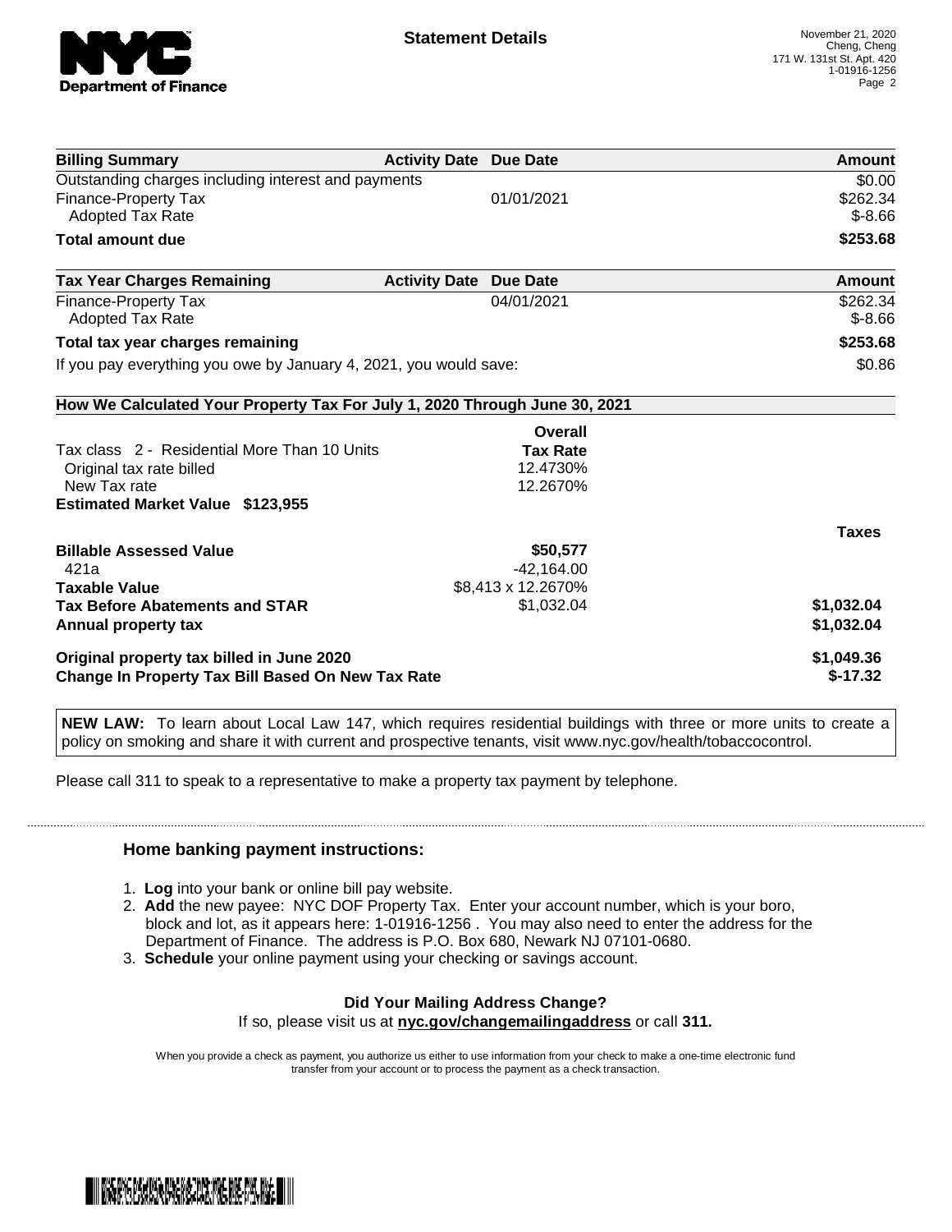**Statement Details**

November 21, 2020
Cheng, Cheng
171 W. 131st St. Apt. 420
1-01916-1256

| Billing Summary | Activity Date | Due Date | Amount |
|---|---|---|---|
| Outstanding charges including interest and payments | | | $0.00 |
| Finance-Property Tax | | 01/01/2021 | $262.34 |
| Adopted Tax Rate | | | $-8.66 |
| **Total amount due** | | | **$253.68** |

| Tax Year Charges Remaining | Activity Date | Due Date | Amount |
|---|---|---|---|
| Finance-Property Tax | | 04/01/2021 | $262.34 |
| Adopted Tax Rate | | | $-8.66 |
| **Total tax year charges remaining** | | | **$253.68** |
| If you pay everything you owe by January 4, 2021, you would save: | | | $0.86 |

**How We Calculated Your Property Tax For July 1, 2020 Through June 30, 2021**

| | Overall Tax Rate | |
|---|---|---|
| Tax class 2 - Residential More Than 10 Units | | |
| Original tax rate billed | 12.4730% | |
| New Tax rate | 12.2670% | |
| **Estimated Market Value $123,955** | | |
| | | **Taxes** |
| **Billable Assessed Value** | **$50,577** | |
| 421a | -42,164.00 | |
| **Taxable Value** | $8,413 x 12.2670% | |
| **Tax Before Abatements and STAR** | $1,032.04 | **$1,032.04** |
| **Annual property tax** | | **$1,032.04** |
| **Original property tax billed in June 2020** | | **$1,049.36** |
| **Change In Property Tax Bill Based On New Tax Rate** | | **$-17.32** |

**NEW LAW:** To learn about Local Law 147, which requires residential buildings with three or more units to create a policy on smoking and share it with current and prospective tenants, visit www.nyc.gov/health/tobaccocontrol.

Please call 311 to speak to a representative to make a property tax payment by telephone.

### Home banking payment instructions:

1. **Log** into your bank or online bill pay website.
2. **Add** the new payee: NYC DOF Property Tax. Enter your account number, which is your boro, block and lot, as it appears here: 1-01916-1256 . You may also need to enter the address for the Department of Finance. The address is P.O. Box 680, Newark NJ 07101-0680.
3. **Schedule** your online payment using your checking or savings account.

**Did Your Mailing Address Change?**
If so, please visit us at **nyc.gov/changemailingaddress** or call **311.**

When you provide a check as payment, you authorize us either to use information from your check to make a one-time electronic fund transfer from your account or to process the payment as a check transaction.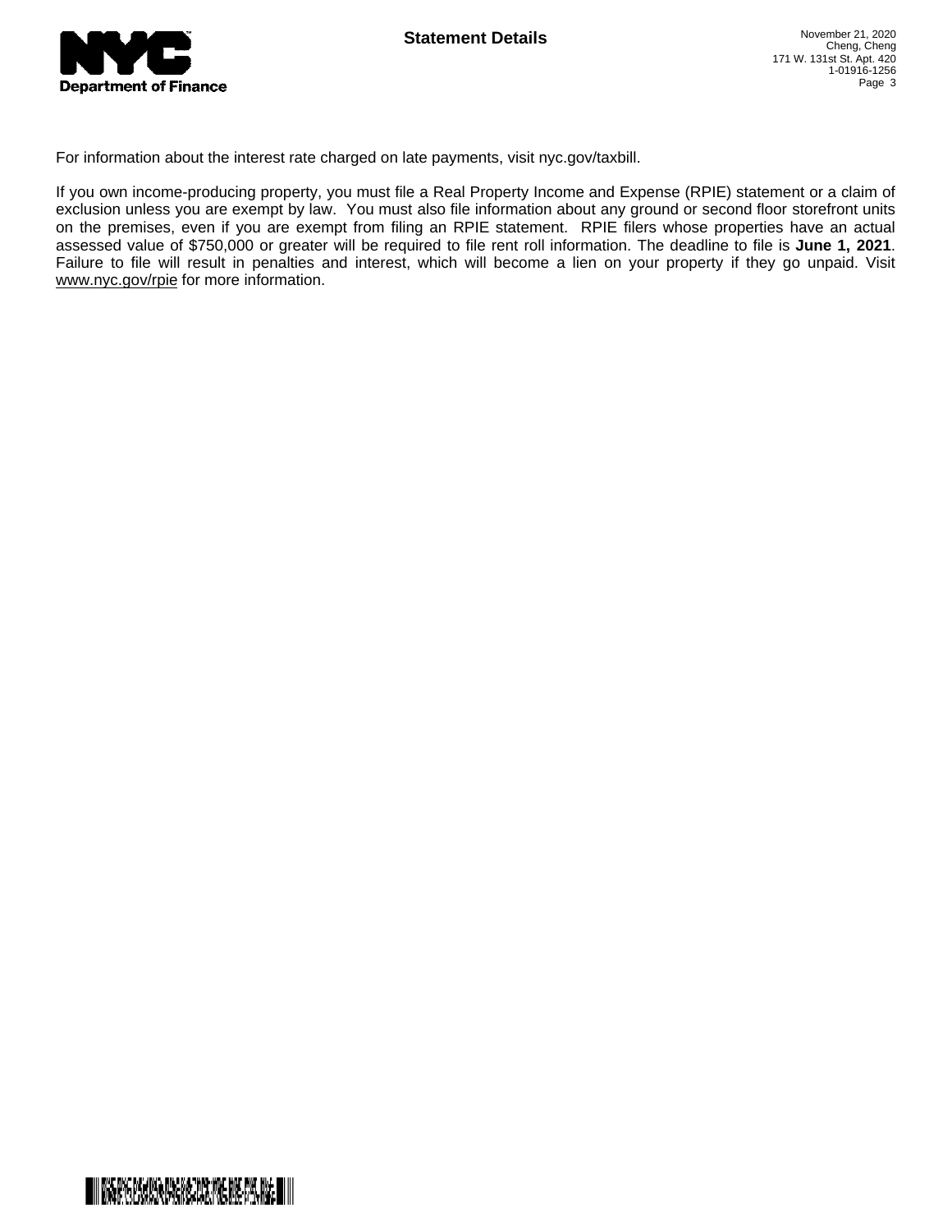## Statement Details

For information about the interest rate charged on late payments, visit nyc.gov/taxbill.

If you own income-producing property, you must file a Real Property Income and Expense (RPIE) statement or a claim of exclusion unless you are exempt by law. You must also file information about any ground or second floor storefront units on the premises, even if you are exempt from filing an RPIE statement. RPIE filers whose properties have an actual assessed value of $750,000 or greater will be required to file rent roll information. The deadline to file is **June 1, 2021**. Failure to file will result in penalties and interest, which will become a lien on your property if they go unpaid. Visit www.nyc.gov/rpie for more information.